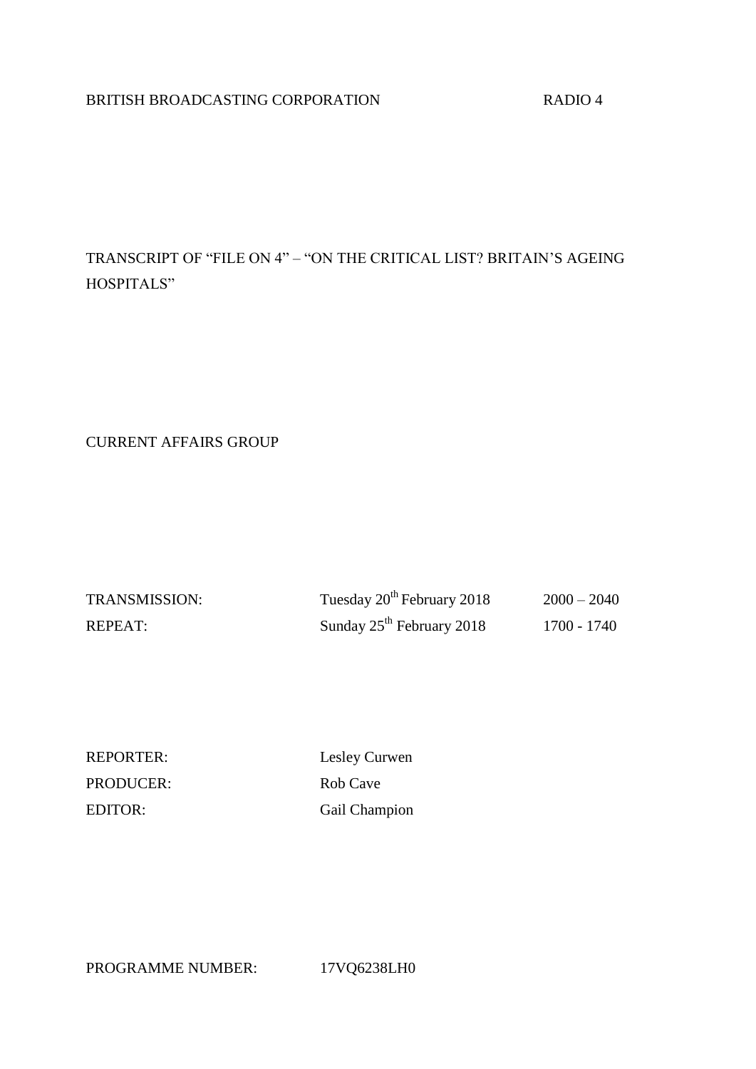BRITISH BROADCASTING CORPORATION RADIO 4

# TRANSCRIPT OF "FILE ON 4" – "ON THE CRITICAL LIST? BRITAIN'S AGEING HOSPITALS"

CURRENT AFFAIRS GROUP

| | | |
|---|---|---|
| TRANSMISSION: | Tuesday 20th February 2018 | 2000 – 2040 |
| REPEAT: | Sunday 25th February 2018 | 1700 - 1740 |

| | |
|---|---|
| REPORTER: | Lesley Curwen |
| PRODUCER: | Rob Cave |
| EDITOR: | Gail Champion |

PROGRAMME NUMBER: 17VQ6238LH0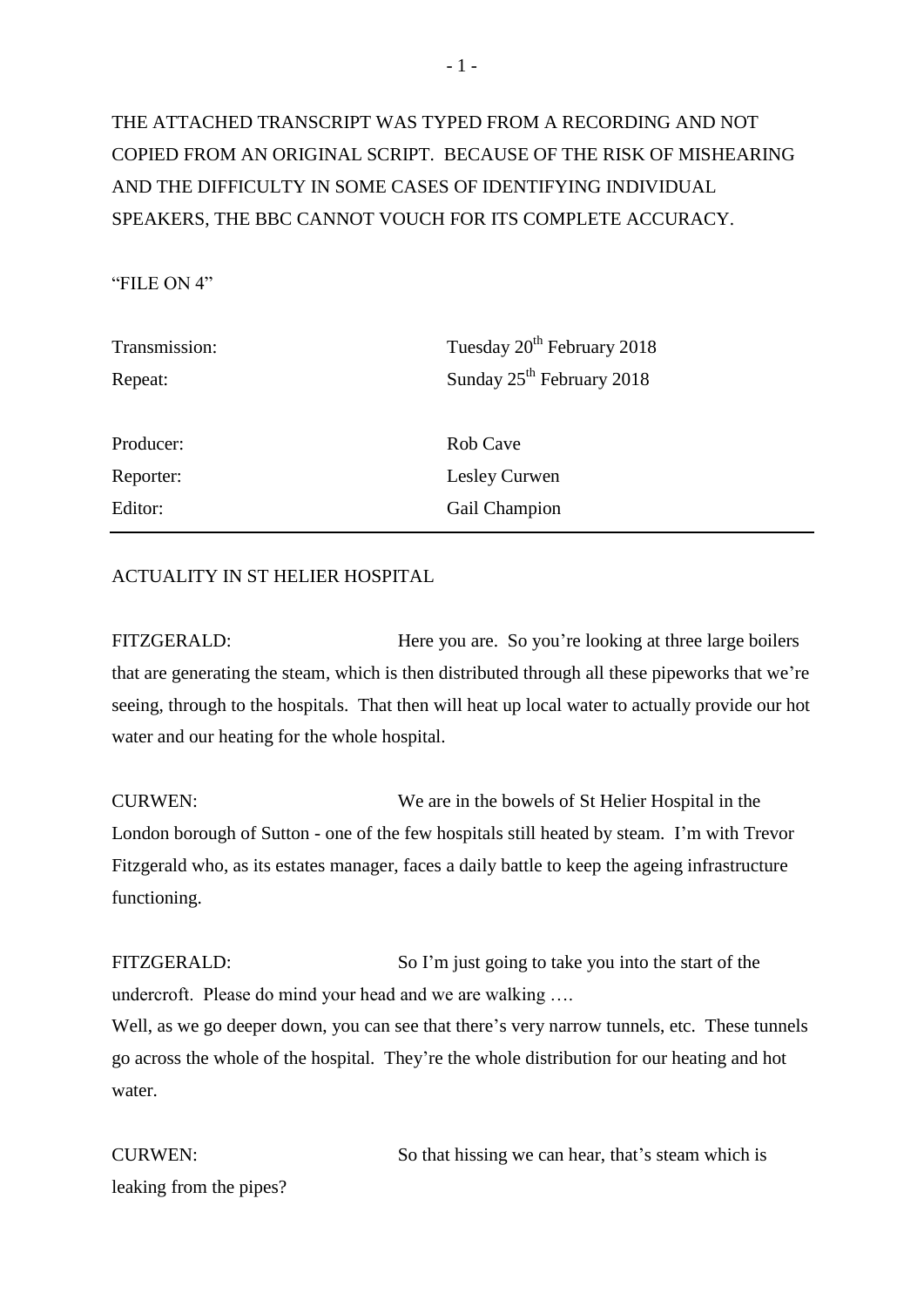THE ATTACHED TRANSCRIPT WAS TYPED FROM A RECORDING AND NOT COPIED FROM AN ORIGINAL SCRIPT. BECAUSE OF THE RISK OF MISHEARING AND THE DIFFICULTY IN SOME CASES OF IDENTIFYING INDIVIDUAL SPEAKERS, THE BBC CANNOT VOUCH FOR ITS COMPLETE ACCURACY.

"FILE ON 4"

| | |
|---|---|
| Transmission: | Tuesday 20th February 2018 |
| Repeat: | Sunday 25th February 2018 |
| Producer: | Rob Cave |
| Reporter: | Lesley Curwen |
| Editor: | Gail Champion |

---

ACTUALITY IN ST HELIER HOSPITAL

FITZGERALD: Here you are. So you're looking at three large boilers that are generating the steam, which is then distributed through all these pipeworks that we're seeing, through to the hospitals. That then will heat up local water to actually provide our hot water and our heating for the whole hospital.

CURWEN: We are in the bowels of St Helier Hospital in the London borough of Sutton - one of the few hospitals still heated by steam. I'm with Trevor Fitzgerald who, as its estates manager, faces a daily battle to keep the ageing infrastructure functioning.

FITZGERALD: So I'm just going to take you into the start of the undercroft. Please do mind your head and we are walking ….
Well, as we go deeper down, you can see that there's very narrow tunnels, etc. These tunnels go across the whole of the hospital. They're the whole distribution for our heating and hot water.

CURWEN: So that hissing we can hear, that's steam which is leaking from the pipes?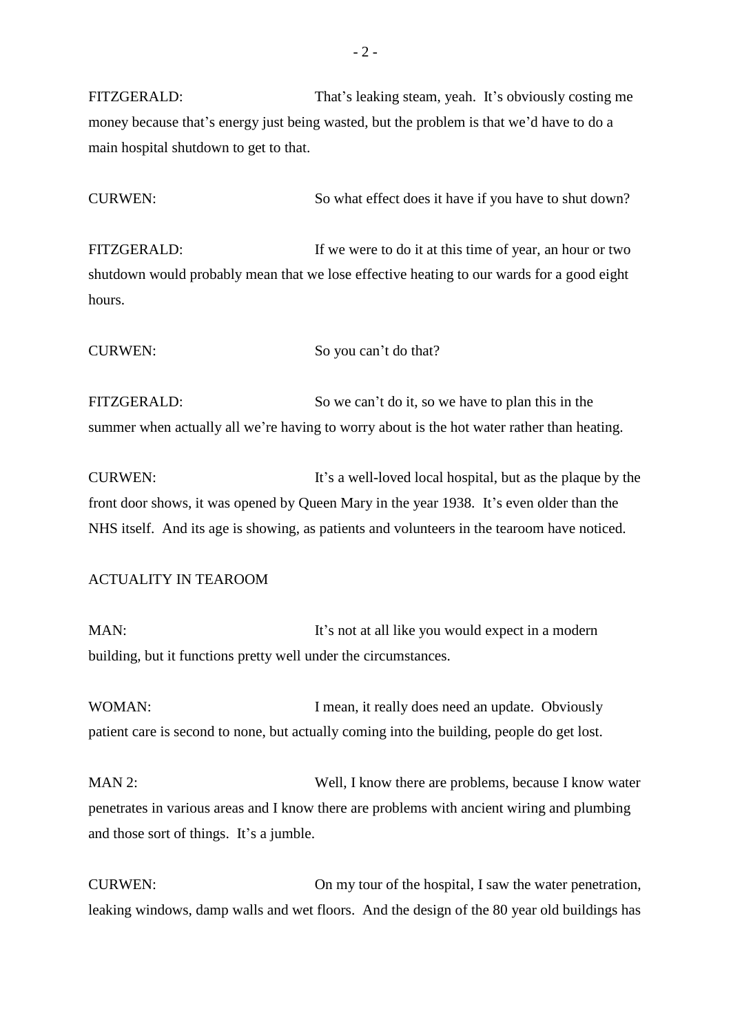FITZGERALD: That's leaking steam, yeah. It's obviously costing me money because that's energy just being wasted, but the problem is that we'd have to do a main hospital shutdown to get to that.

CURWEN: So what effect does it have if you have to shut down?

FITZGERALD: If we were to do it at this time of year, an hour or two shutdown would probably mean that we lose effective heating to our wards for a good eight hours.

CURWEN: So you can't do that?

FITZGERALD: So we can't do it, so we have to plan this in the summer when actually all we're having to worry about is the hot water rather than heating.

CURWEN: It's a well-loved local hospital, but as the plaque by the front door shows, it was opened by Queen Mary in the year 1938. It's even older than the NHS itself. And its age is showing, as patients and volunteers in the tearoom have noticed.

ACTUALITY IN TEAROOM

MAN: It's not at all like you would expect in a modern building, but it functions pretty well under the circumstances.

WOMAN: I mean, it really does need an update. Obviously patient care is second to none, but actually coming into the building, people do get lost.

MAN 2: Well, I know there are problems, because I know water penetrates in various areas and I know there are problems with ancient wiring and plumbing and those sort of things. It's a jumble.

CURWEN: On my tour of the hospital, I saw the water penetration, leaking windows, damp walls and wet floors. And the design of the 80 year old buildings has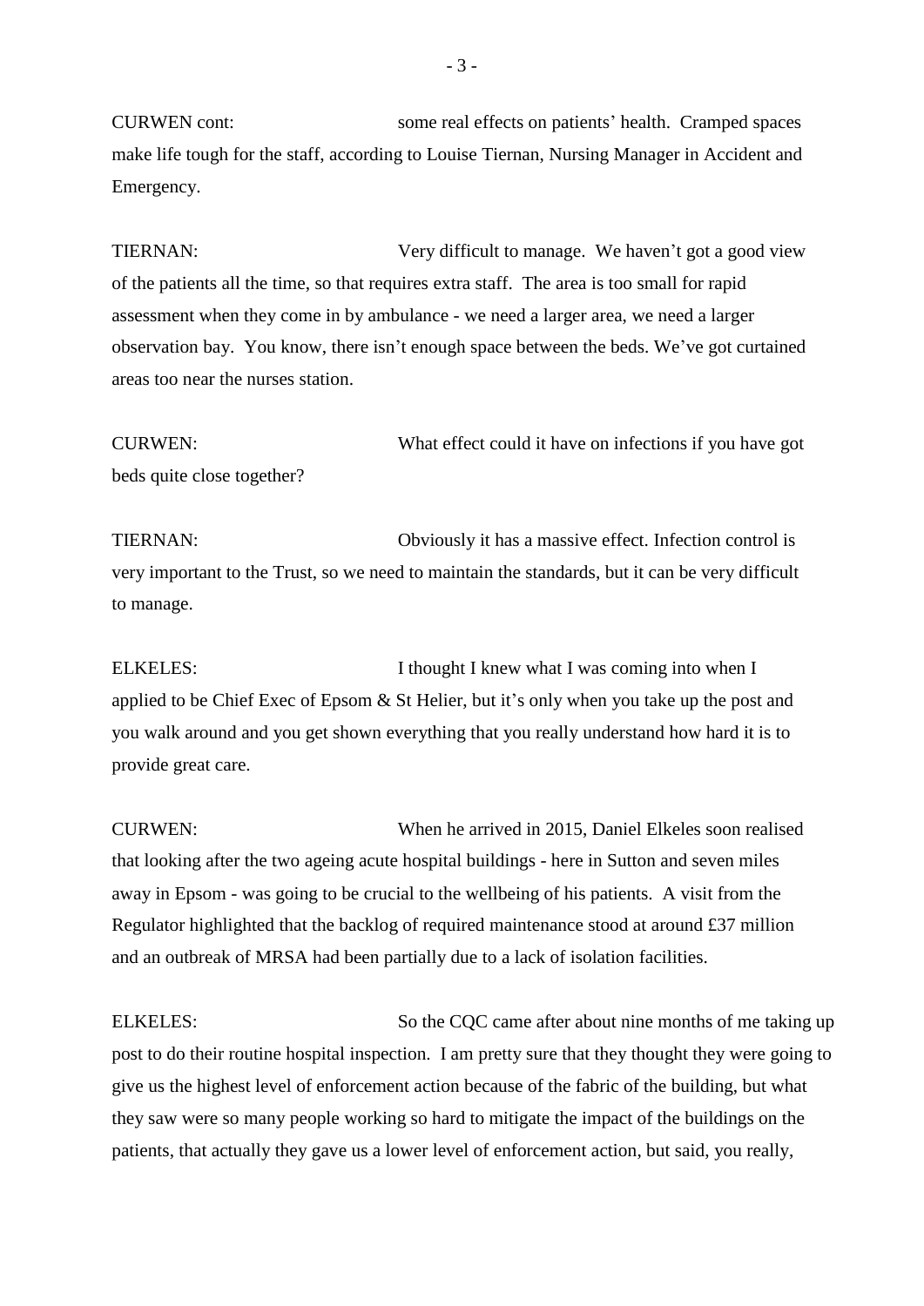CURWEN cont: some real effects on patients' health. Cramped spaces make life tough for the staff, according to Louise Tiernan, Nursing Manager in Accident and Emergency.

TIERNAN: Very difficult to manage. We haven't got a good view of the patients all the time, so that requires extra staff. The area is too small for rapid assessment when they come in by ambulance - we need a larger area, we need a larger observation bay. You know, there isn't enough space between the beds. We've got curtained areas too near the nurses station.

CURWEN: What effect could it have on infections if you have got beds quite close together?

TIERNAN: Obviously it has a massive effect. Infection control is very important to the Trust, so we need to maintain the standards, but it can be very difficult to manage.

ELKELES: I thought I knew what I was coming into when I applied to be Chief Exec of Epsom & St Helier, but it's only when you take up the post and you walk around and you get shown everything that you really understand how hard it is to provide great care.

CURWEN: When he arrived in 2015, Daniel Elkeles soon realised that looking after the two ageing acute hospital buildings - here in Sutton and seven miles away in Epsom - was going to be crucial to the wellbeing of his patients. A visit from the Regulator highlighted that the backlog of required maintenance stood at around £37 million and an outbreak of MRSA had been partially due to a lack of isolation facilities.

ELKELES: So the CQC came after about nine months of me taking up post to do their routine hospital inspection. I am pretty sure that they thought they were going to give us the highest level of enforcement action because of the fabric of the building, but what they saw were so many people working so hard to mitigate the impact of the buildings on the patients, that actually they gave us a lower level of enforcement action, but said, you really,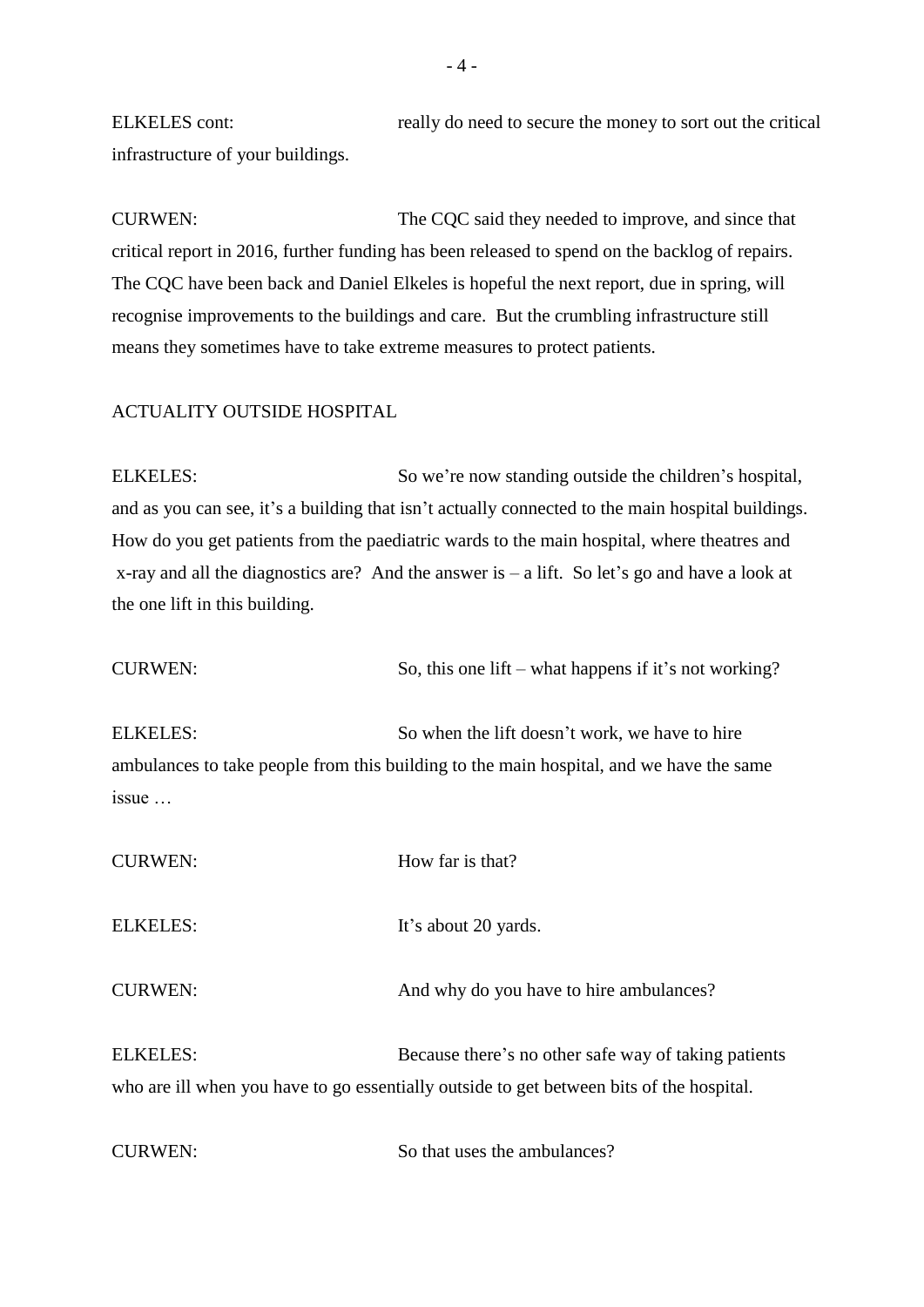ELKELES cont: really do need to secure the money to sort out the critical infrastructure of your buildings.

CURWEN: The CQC said they needed to improve, and since that critical report in 2016, further funding has been released to spend on the backlog of repairs. The CQC have been back and Daniel Elkeles is hopeful the next report, due in spring, will recognise improvements to the buildings and care. But the crumbling infrastructure still means they sometimes have to take extreme measures to protect patients.

ACTUALITY OUTSIDE HOSPITAL

ELKELES: So we're now standing outside the children's hospital, and as you can see, it's a building that isn't actually connected to the main hospital buildings. How do you get patients from the paediatric wards to the main hospital, where theatres and x-ray and all the diagnostics are? And the answer is – a lift. So let's go and have a look at the one lift in this building.

CURWEN: So, this one lift – what happens if it's not working?

ELKELES: So when the lift doesn't work, we have to hire ambulances to take people from this building to the main hospital, and we have the same issue …

CURWEN: How far is that?

ELKELES: It's about 20 yards.

CURWEN: And why do you have to hire ambulances?

ELKELES: Because there's no other safe way of taking patients who are ill when you have to go essentially outside to get between bits of the hospital.

CURWEN: So that uses the ambulances?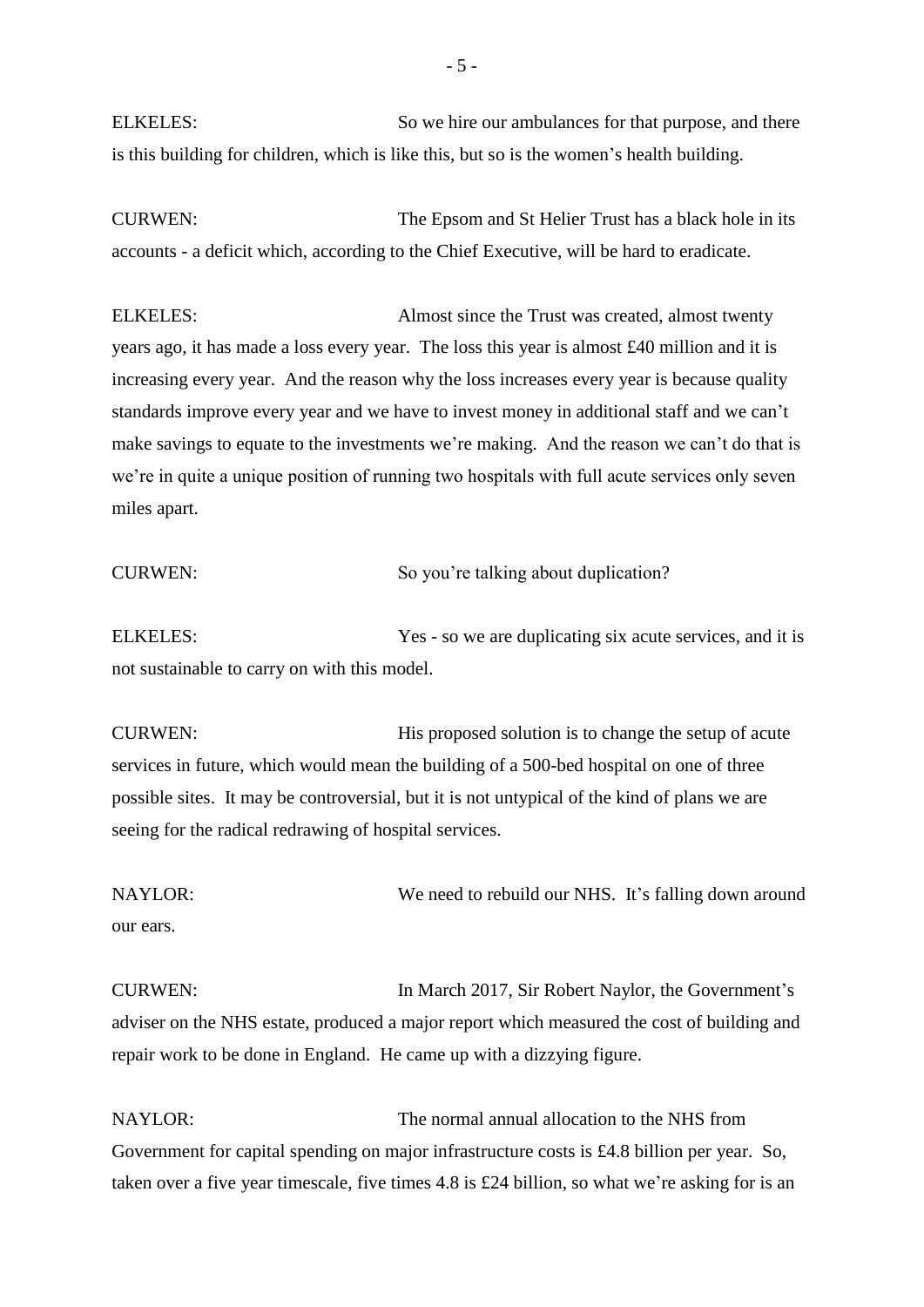ELKELES: So we hire our ambulances for that purpose, and there is this building for children, which is like this, but so is the women's health building.

CURWEN: The Epsom and St Helier Trust has a black hole in its accounts - a deficit which, according to the Chief Executive, will be hard to eradicate.

ELKELES: Almost since the Trust was created, almost twenty years ago, it has made a loss every year. The loss this year is almost £40 million and it is increasing every year. And the reason why the loss increases every year is because quality standards improve every year and we have to invest money in additional staff and we can't make savings to equate to the investments we're making. And the reason we can't do that is we're in quite a unique position of running two hospitals with full acute services only seven miles apart.

CURWEN: So you're talking about duplication?

ELKELES: Yes - so we are duplicating six acute services, and it is not sustainable to carry on with this model.

CURWEN: His proposed solution is to change the setup of acute services in future, which would mean the building of a 500-bed hospital on one of three possible sites. It may be controversial, but it is not untypical of the kind of plans we are seeing for the radical redrawing of hospital services.

NAYLOR: We need to rebuild our NHS. It's falling down around our ears.

CURWEN: In March 2017, Sir Robert Naylor, the Government's adviser on the NHS estate, produced a major report which measured the cost of building and repair work to be done in England. He came up with a dizzying figure.

NAYLOR: The normal annual allocation to the NHS from Government for capital spending on major infrastructure costs is £4.8 billion per year. So, taken over a five year timescale, five times 4.8 is £24 billion, so what we're asking for is an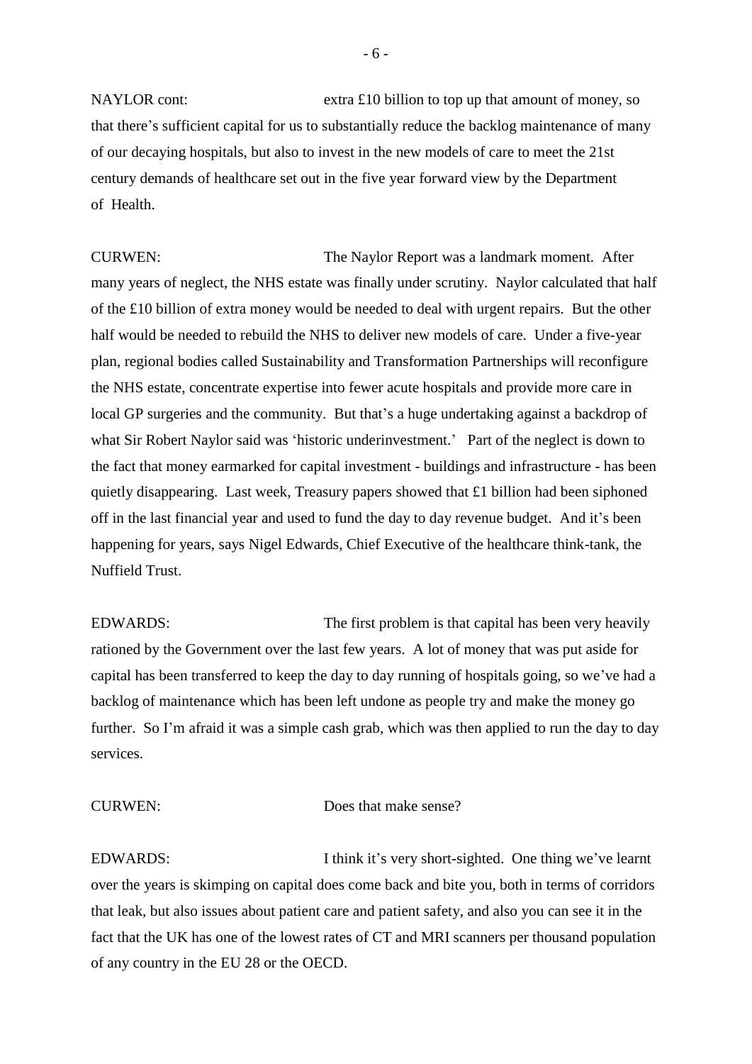NAYLOR cont: extra £10 billion to top up that amount of money, so that there's sufficient capital for us to substantially reduce the backlog maintenance of many of our decaying hospitals, but also to invest in the new models of care to meet the 21st century demands of healthcare set out in the five year forward view by the Department of Health.

CURWEN: The Naylor Report was a landmark moment. After many years of neglect, the NHS estate was finally under scrutiny. Naylor calculated that half of the £10 billion of extra money would be needed to deal with urgent repairs. But the other half would be needed to rebuild the NHS to deliver new models of care. Under a five-year plan, regional bodies called Sustainability and Transformation Partnerships will reconfigure the NHS estate, concentrate expertise into fewer acute hospitals and provide more care in local GP surgeries and the community. But that's a huge undertaking against a backdrop of what Sir Robert Naylor said was 'historic underinvestment.' Part of the neglect is down to the fact that money earmarked for capital investment - buildings and infrastructure - has been quietly disappearing. Last week, Treasury papers showed that £1 billion had been siphoned off in the last financial year and used to fund the day to day revenue budget. And it's been happening for years, says Nigel Edwards, Chief Executive of the healthcare think-tank, the Nuffield Trust.

EDWARDS: The first problem is that capital has been very heavily rationed by the Government over the last few years. A lot of money that was put aside for capital has been transferred to keep the day to day running of hospitals going, so we've had a backlog of maintenance which has been left undone as people try and make the money go further. So I'm afraid it was a simple cash grab, which was then applied to run the day to day services.

CURWEN: Does that make sense?

EDWARDS: I think it's very short-sighted. One thing we've learnt over the years is skimping on capital does come back and bite you, both in terms of corridors that leak, but also issues about patient care and patient safety, and also you can see it in the fact that the UK has one of the lowest rates of CT and MRI scanners per thousand population of any country in the EU 28 or the OECD.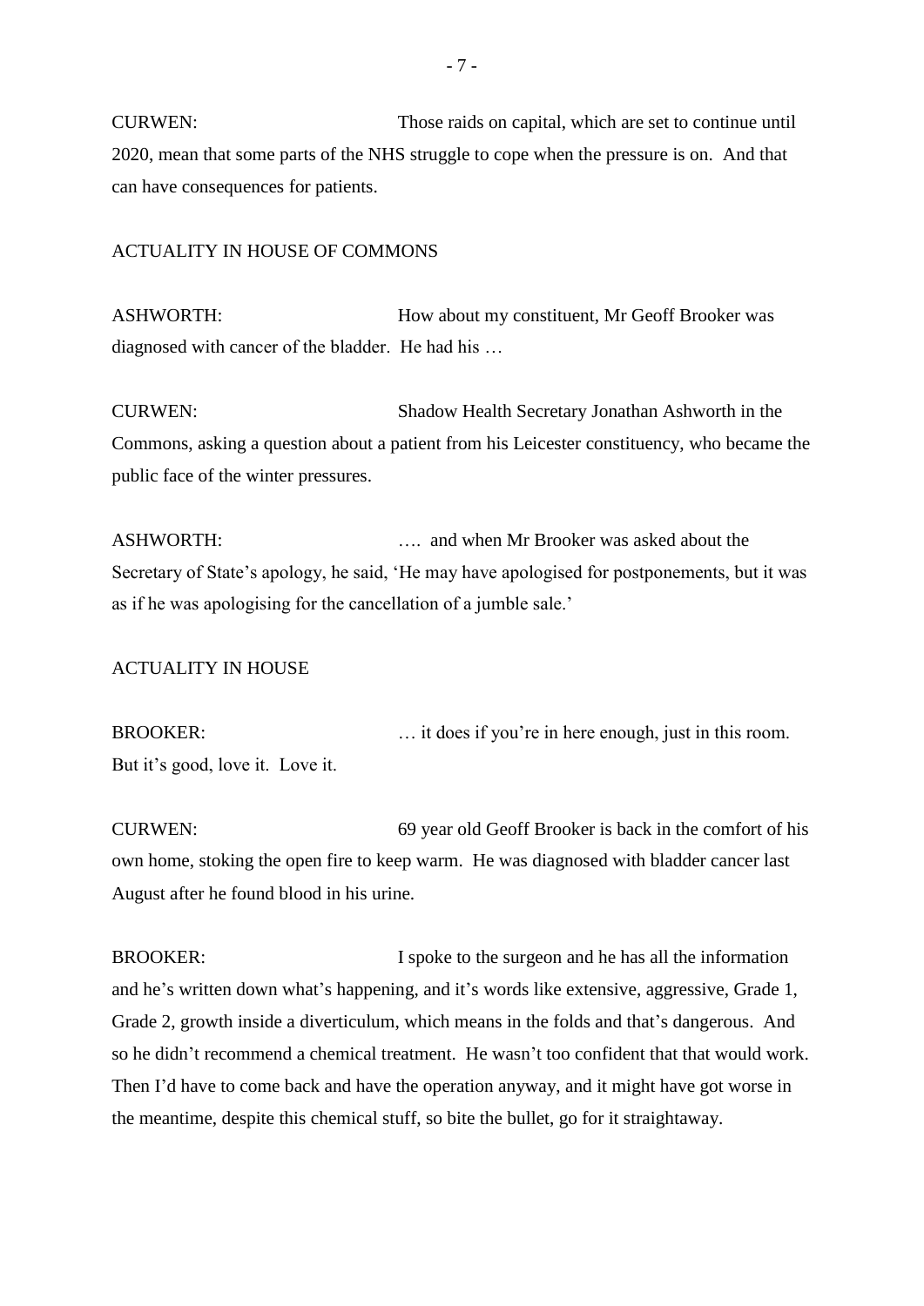CURWEN: Those raids on capital, which are set to continue until 2020, mean that some parts of the NHS struggle to cope when the pressure is on. And that can have consequences for patients.

ACTUALITY IN HOUSE OF COMMONS

ASHWORTH: How about my constituent, Mr Geoff Brooker was diagnosed with cancer of the bladder. He had his …

CURWEN: Shadow Health Secretary Jonathan Ashworth in the Commons, asking a question about a patient from his Leicester constituency, who became the public face of the winter pressures.

ASHWORTH: …. and when Mr Brooker was asked about the Secretary of State's apology, he said, 'He may have apologised for postponements, but it was as if he was apologising for the cancellation of a jumble sale.'

ACTUALITY IN HOUSE

BROOKER: … it does if you're in here enough, just in this room. But it's good, love it. Love it.

CURWEN: 69 year old Geoff Brooker is back in the comfort of his own home, stoking the open fire to keep warm. He was diagnosed with bladder cancer last August after he found blood in his urine.

BROOKER: I spoke to the surgeon and he has all the information and he's written down what's happening, and it's words like extensive, aggressive, Grade 1, Grade 2, growth inside a diverticulum, which means in the folds and that's dangerous. And so he didn't recommend a chemical treatment. He wasn't too confident that that would work. Then I'd have to come back and have the operation anyway, and it might have got worse in the meantime, despite this chemical stuff, so bite the bullet, go for it straightaway.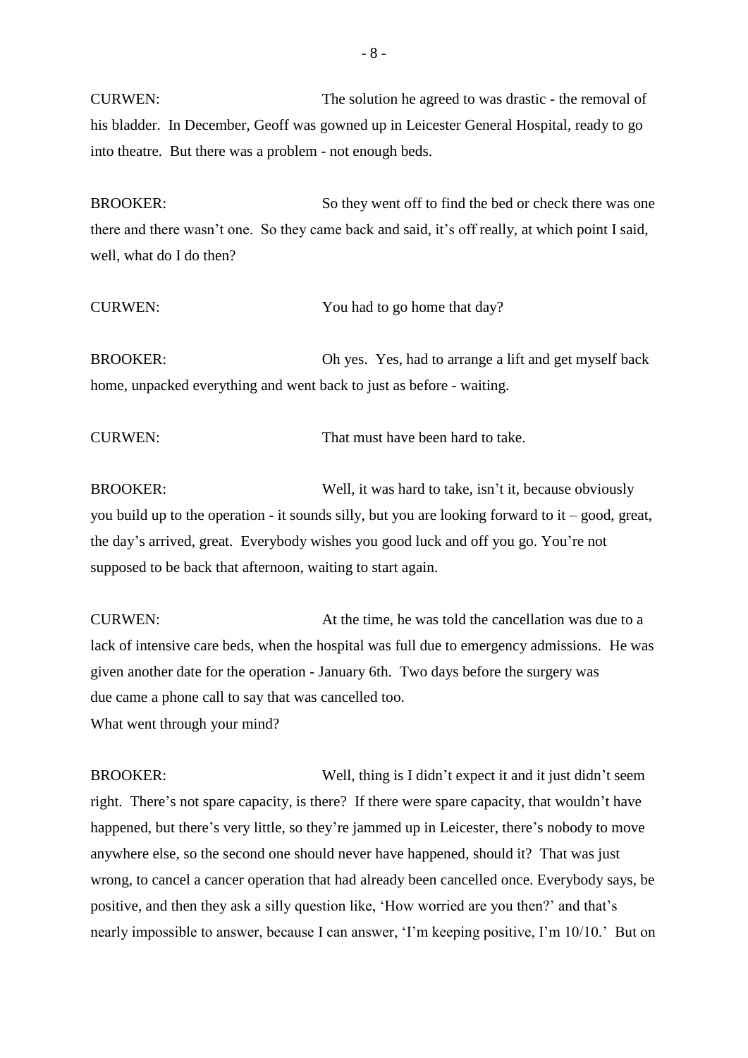CURWEN: The solution he agreed to was drastic - the removal of his bladder. In December, Geoff was gowned up in Leicester General Hospital, ready to go into theatre. But there was a problem - not enough beds.

BROOKER: So they went off to find the bed or check there was one there and there wasn't one. So they came back and said, it's off really, at which point I said, well, what do I do then?

CURWEN: You had to go home that day?

BROOKER: Oh yes. Yes, had to arrange a lift and get myself back home, unpacked everything and went back to just as before - waiting.

CURWEN: That must have been hard to take.

BROOKER: Well, it was hard to take, isn't it, because obviously you build up to the operation - it sounds silly, but you are looking forward to it – good, great, the day's arrived, great. Everybody wishes you good luck and off you go. You're not supposed to be back that afternoon, waiting to start again.

CURWEN: At the time, he was told the cancellation was due to a lack of intensive care beds, when the hospital was full due to emergency admissions. He was given another date for the operation - January 6th. Two days before the surgery was due came a phone call to say that was cancelled too.
What went through your mind?

BROOKER: Well, thing is I didn't expect it and it just didn't seem right. There's not spare capacity, is there? If there were spare capacity, that wouldn't have happened, but there's very little, so they're jammed up in Leicester, there's nobody to move anywhere else, so the second one should never have happened, should it? That was just wrong, to cancel a cancer operation that had already been cancelled once. Everybody says, be positive, and then they ask a silly question like, 'How worried are you then?' and that's nearly impossible to answer, because I can answer, 'I'm keeping positive, I'm 10/10.' But on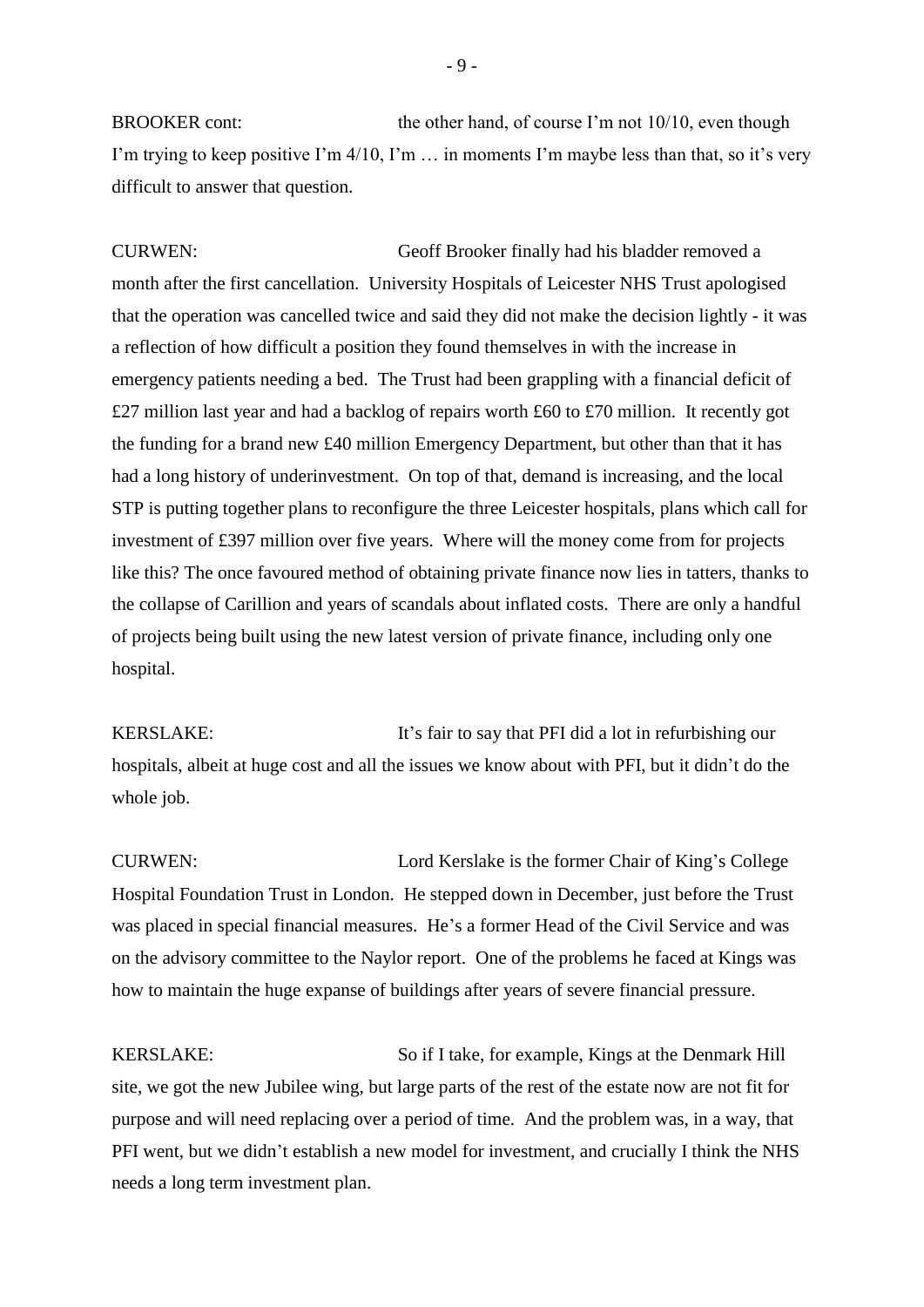BROOKER cont: the other hand, of course I'm not 10/10, even though I'm trying to keep positive I'm 4/10, I'm … in moments I'm maybe less than that, so it's very difficult to answer that question.

CURWEN: Geoff Brooker finally had his bladder removed a month after the first cancellation. University Hospitals of Leicester NHS Trust apologised that the operation was cancelled twice and said they did not make the decision lightly - it was a reflection of how difficult a position they found themselves in with the increase in emergency patients needing a bed. The Trust had been grappling with a financial deficit of £27 million last year and had a backlog of repairs worth £60 to £70 million. It recently got the funding for a brand new £40 million Emergency Department, but other than that it has had a long history of underinvestment. On top of that, demand is increasing, and the local STP is putting together plans to reconfigure the three Leicester hospitals, plans which call for investment of £397 million over five years. Where will the money come from for projects like this? The once favoured method of obtaining private finance now lies in tatters, thanks to the collapse of Carillion and years of scandals about inflated costs. There are only a handful of projects being built using the new latest version of private finance, including only one hospital.

KERSLAKE: It's fair to say that PFI did a lot in refurbishing our hospitals, albeit at huge cost and all the issues we know about with PFI, but it didn't do the whole job.

CURWEN: Lord Kerslake is the former Chair of King's College Hospital Foundation Trust in London. He stepped down in December, just before the Trust was placed in special financial measures. He's a former Head of the Civil Service and was on the advisory committee to the Naylor report. One of the problems he faced at Kings was how to maintain the huge expanse of buildings after years of severe financial pressure.

KERSLAKE: So if I take, for example, Kings at the Denmark Hill site, we got the new Jubilee wing, but large parts of the rest of the estate now are not fit for purpose and will need replacing over a period of time. And the problem was, in a way, that PFI went, but we didn't establish a new model for investment, and crucially I think the NHS needs a long term investment plan.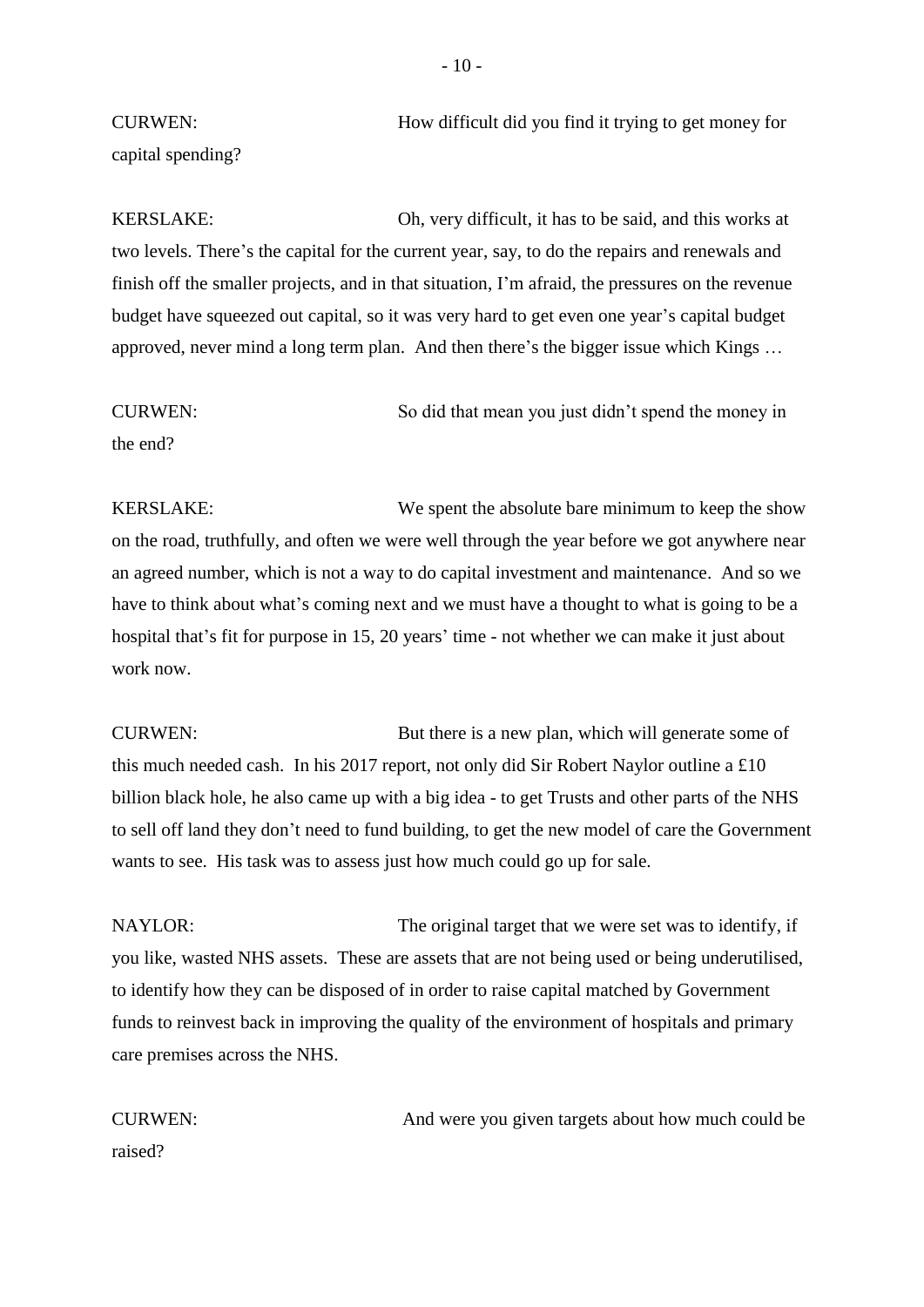CURWEN: How difficult did you find it trying to get money for capital spending?

KERSLAKE: Oh, very difficult, it has to be said, and this works at two levels. There's the capital for the current year, say, to do the repairs and renewals and finish off the smaller projects, and in that situation, I'm afraid, the pressures on the revenue budget have squeezed out capital, so it was very hard to get even one year's capital budget approved, never mind a long term plan. And then there's the bigger issue which Kings …

CURWEN: So did that mean you just didn't spend the money in the end?

KERSLAKE: We spent the absolute bare minimum to keep the show on the road, truthfully, and often we were well through the year before we got anywhere near an agreed number, which is not a way to do capital investment and maintenance. And so we have to think about what's coming next and we must have a thought to what is going to be a hospital that's fit for purpose in 15, 20 years' time - not whether we can make it just about work now.

CURWEN: But there is a new plan, which will generate some of this much needed cash. In his 2017 report, not only did Sir Robert Naylor outline a £10 billion black hole, he also came up with a big idea - to get Trusts and other parts of the NHS to sell off land they don't need to fund building, to get the new model of care the Government wants to see. His task was to assess just how much could go up for sale.

NAYLOR: The original target that we were set was to identify, if you like, wasted NHS assets. These are assets that are not being used or being underutilised, to identify how they can be disposed of in order to raise capital matched by Government funds to reinvest back in improving the quality of the environment of hospitals and primary care premises across the NHS.

CURWEN: And were you given targets about how much could be raised?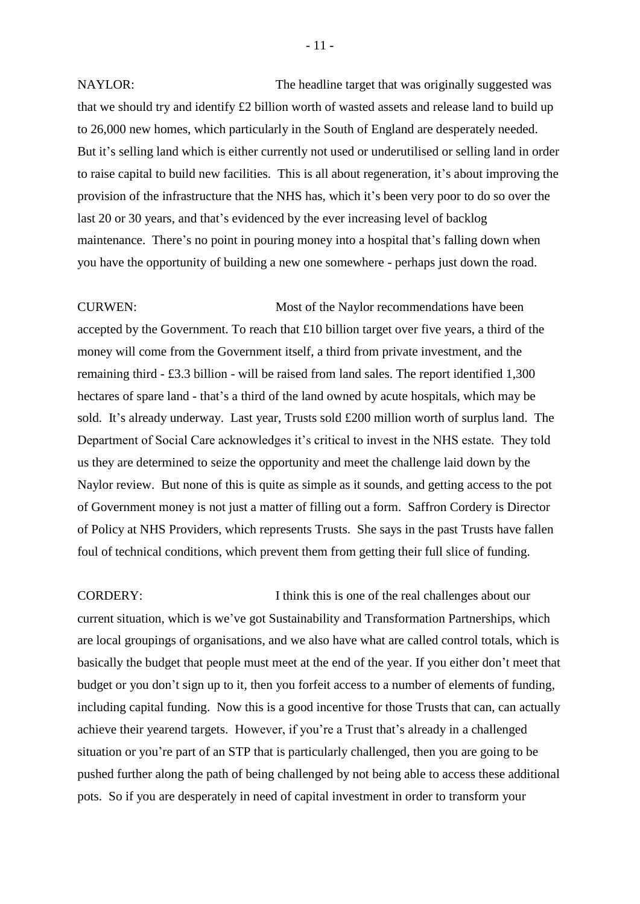NAYLOR: The headline target that was originally suggested was that we should try and identify £2 billion worth of wasted assets and release land to build up to 26,000 new homes, which particularly in the South of England are desperately needed. But it's selling land which is either currently not used or underutilised or selling land in order to raise capital to build new facilities. This is all about regeneration, it's about improving the provision of the infrastructure that the NHS has, which it's been very poor to do so over the last 20 or 30 years, and that's evidenced by the ever increasing level of backlog maintenance. There's no point in pouring money into a hospital that's falling down when you have the opportunity of building a new one somewhere - perhaps just down the road.

CURWEN: Most of the Naylor recommendations have been accepted by the Government. To reach that £10 billion target over five years, a third of the money will come from the Government itself, a third from private investment, and the remaining third - £3.3 billion - will be raised from land sales. The report identified 1,300 hectares of spare land - that's a third of the land owned by acute hospitals, which may be sold. It's already underway. Last year, Trusts sold £200 million worth of surplus land. The Department of Social Care acknowledges it's critical to invest in the NHS estate. They told us they are determined to seize the opportunity and meet the challenge laid down by the Naylor review. But none of this is quite as simple as it sounds, and getting access to the pot of Government money is not just a matter of filling out a form. Saffron Cordery is Director of Policy at NHS Providers, which represents Trusts. She says in the past Trusts have fallen foul of technical conditions, which prevent them from getting their full slice of funding.

CORDERY: I think this is one of the real challenges about our current situation, which is we've got Sustainability and Transformation Partnerships, which are local groupings of organisations, and we also have what are called control totals, which is basically the budget that people must meet at the end of the year. If you either don't meet that budget or you don't sign up to it, then you forfeit access to a number of elements of funding, including capital funding. Now this is a good incentive for those Trusts that can, can actually achieve their yearend targets. However, if you're a Trust that's already in a challenged situation or you're part of an STP that is particularly challenged, then you are going to be pushed further along the path of being challenged by not being able to access these additional pots. So if you are desperately in need of capital investment in order to transform your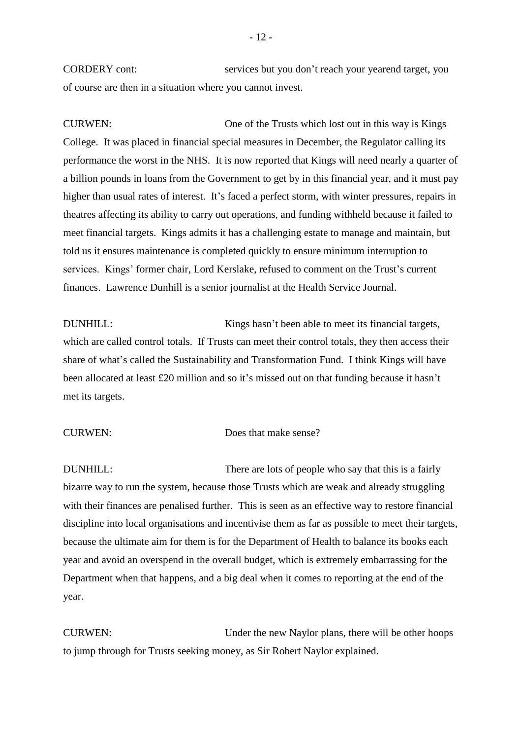CORDERY cont: services but you don't reach your yearend target, you of course are then in a situation where you cannot invest.

CURWEN: One of the Trusts which lost out in this way is Kings College. It was placed in financial special measures in December, the Regulator calling its performance the worst in the NHS. It is now reported that Kings will need nearly a quarter of a billion pounds in loans from the Government to get by in this financial year, and it must pay higher than usual rates of interest. It's faced a perfect storm, with winter pressures, repairs in theatres affecting its ability to carry out operations, and funding withheld because it failed to meet financial targets. Kings admits it has a challenging estate to manage and maintain, but told us it ensures maintenance is completed quickly to ensure minimum interruption to services. Kings' former chair, Lord Kerslake, refused to comment on the Trust's current finances. Lawrence Dunhill is a senior journalist at the Health Service Journal.

DUNHILL: Kings hasn't been able to meet its financial targets, which are called control totals. If Trusts can meet their control totals, they then access their share of what's called the Sustainability and Transformation Fund. I think Kings will have been allocated at least £20 million and so it's missed out on that funding because it hasn't met its targets.

CURWEN: Does that make sense?

DUNHILL: There are lots of people who say that this is a fairly bizarre way to run the system, because those Trusts which are weak and already struggling with their finances are penalised further. This is seen as an effective way to restore financial discipline into local organisations and incentivise them as far as possible to meet their targets, because the ultimate aim for them is for the Department of Health to balance its books each year and avoid an overspend in the overall budget, which is extremely embarrassing for the Department when that happens, and a big deal when it comes to reporting at the end of the year.

CURWEN: Under the new Naylor plans, there will be other hoops to jump through for Trusts seeking money, as Sir Robert Naylor explained.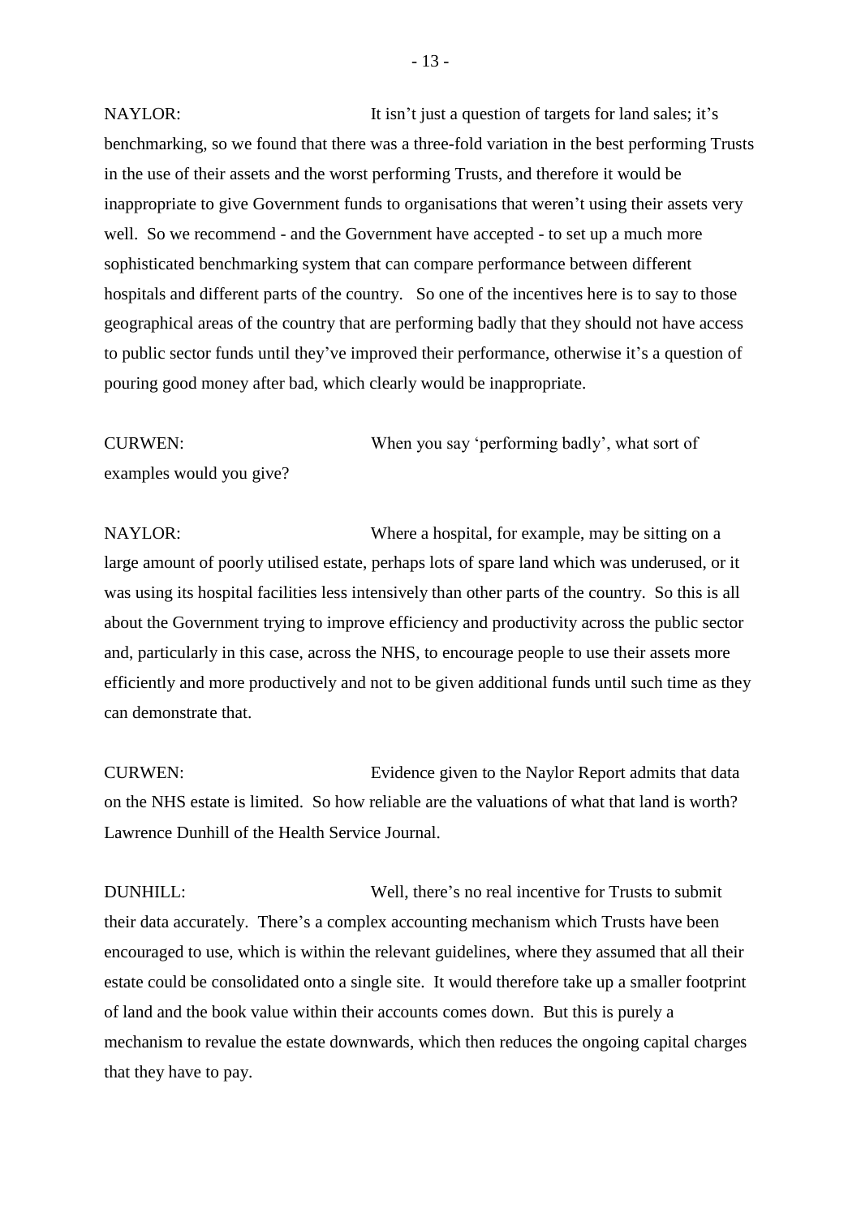NAYLOR: It isn't just a question of targets for land sales; it's benchmarking, so we found that there was a three-fold variation in the best performing Trusts in the use of their assets and the worst performing Trusts, and therefore it would be inappropriate to give Government funds to organisations that weren't using their assets very well. So we recommend - and the Government have accepted - to set up a much more sophisticated benchmarking system that can compare performance between different hospitals and different parts of the country. So one of the incentives here is to say to those geographical areas of the country that are performing badly that they should not have access to public sector funds until they've improved their performance, otherwise it's a question of pouring good money after bad, which clearly would be inappropriate.

CURWEN: When you say 'performing badly', what sort of examples would you give?

NAYLOR: Where a hospital, for example, may be sitting on a large amount of poorly utilised estate, perhaps lots of spare land which was underused, or it was using its hospital facilities less intensively than other parts of the country. So this is all about the Government trying to improve efficiency and productivity across the public sector and, particularly in this case, across the NHS, to encourage people to use their assets more efficiently and more productively and not to be given additional funds until such time as they can demonstrate that.

CURWEN: Evidence given to the Naylor Report admits that data on the NHS estate is limited. So how reliable are the valuations of what that land is worth? Lawrence Dunhill of the Health Service Journal.

DUNHILL: Well, there's no real incentive for Trusts to submit their data accurately. There's a complex accounting mechanism which Trusts have been encouraged to use, which is within the relevant guidelines, where they assumed that all their estate could be consolidated onto a single site. It would therefore take up a smaller footprint of land and the book value within their accounts comes down. But this is purely a mechanism to revalue the estate downwards, which then reduces the ongoing capital charges that they have to pay.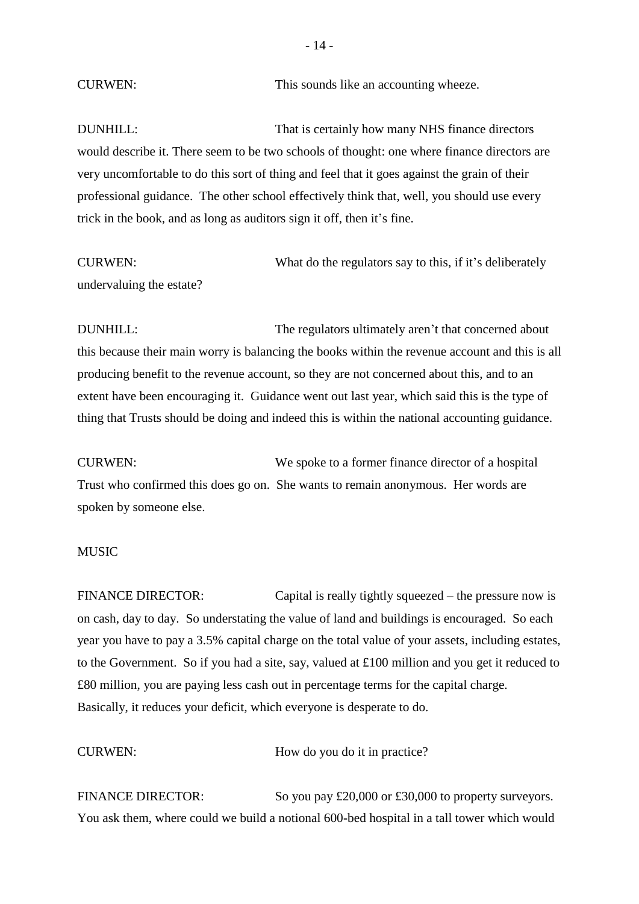CURWEN: This sounds like an accounting wheeze.

DUNHILL: That is certainly how many NHS finance directors would describe it. There seem to be two schools of thought: one where finance directors are very uncomfortable to do this sort of thing and feel that it goes against the grain of their professional guidance. The other school effectively think that, well, you should use every trick in the book, and as long as auditors sign it off, then it's fine.

CURWEN: What do the regulators say to this, if it's deliberately undervaluing the estate?

DUNHILL: The regulators ultimately aren't that concerned about this because their main worry is balancing the books within the revenue account and this is all producing benefit to the revenue account, so they are not concerned about this, and to an extent have been encouraging it. Guidance went out last year, which said this is the type of thing that Trusts should be doing and indeed this is within the national accounting guidance.

CURWEN: We spoke to a former finance director of a hospital Trust who confirmed this does go on. She wants to remain anonymous. Her words are spoken by someone else.

MUSIC

FINANCE DIRECTOR: Capital is really tightly squeezed – the pressure now is on cash, day to day. So understating the value of land and buildings is encouraged. So each year you have to pay a 3.5% capital charge on the total value of your assets, including estates, to the Government. So if you had a site, say, valued at £100 million and you get it reduced to £80 million, you are paying less cash out in percentage terms for the capital charge. Basically, it reduces your deficit, which everyone is desperate to do.

CURWEN: How do you do it in practice?

FINANCE DIRECTOR: So you pay £20,000 or £30,000 to property surveyors. You ask them, where could we build a notional 600-bed hospital in a tall tower which would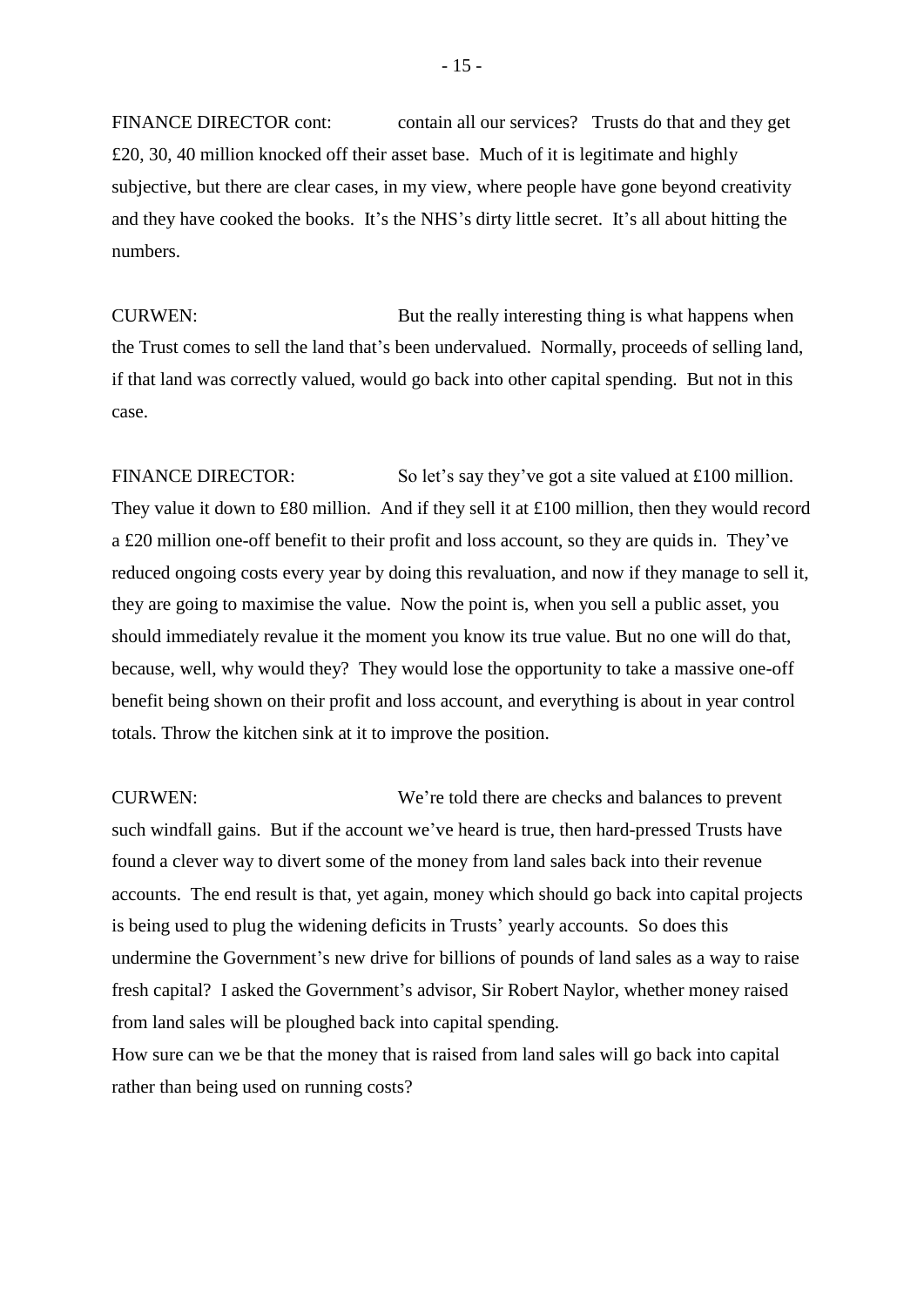FINANCE DIRECTOR cont: contain all our services? Trusts do that and they get £20, 30, 40 million knocked off their asset base. Much of it is legitimate and highly subjective, but there are clear cases, in my view, where people have gone beyond creativity and they have cooked the books. It's the NHS's dirty little secret. It's all about hitting the numbers.

CURWEN: But the really interesting thing is what happens when the Trust comes to sell the land that's been undervalued. Normally, proceeds of selling land, if that land was correctly valued, would go back into other capital spending. But not in this case.

FINANCE DIRECTOR: So let's say they've got a site valued at £100 million. They value it down to £80 million. And if they sell it at £100 million, then they would record a £20 million one-off benefit to their profit and loss account, so they are quids in. They've reduced ongoing costs every year by doing this revaluation, and now if they manage to sell it, they are going to maximise the value. Now the point is, when you sell a public asset, you should immediately revalue it the moment you know its true value. But no one will do that, because, well, why would they? They would lose the opportunity to take a massive one-off benefit being shown on their profit and loss account, and everything is about in year control totals. Throw the kitchen sink at it to improve the position.

CURWEN: We're told there are checks and balances to prevent such windfall gains. But if the account we've heard is true, then hard-pressed Trusts have found a clever way to divert some of the money from land sales back into their revenue accounts. The end result is that, yet again, money which should go back into capital projects is being used to plug the widening deficits in Trusts' yearly accounts. So does this undermine the Government's new drive for billions of pounds of land sales as a way to raise fresh capital? I asked the Government's advisor, Sir Robert Naylor, whether money raised from land sales will be ploughed back into capital spending.
How sure can we be that the money that is raised from land sales will go back into capital rather than being used on running costs?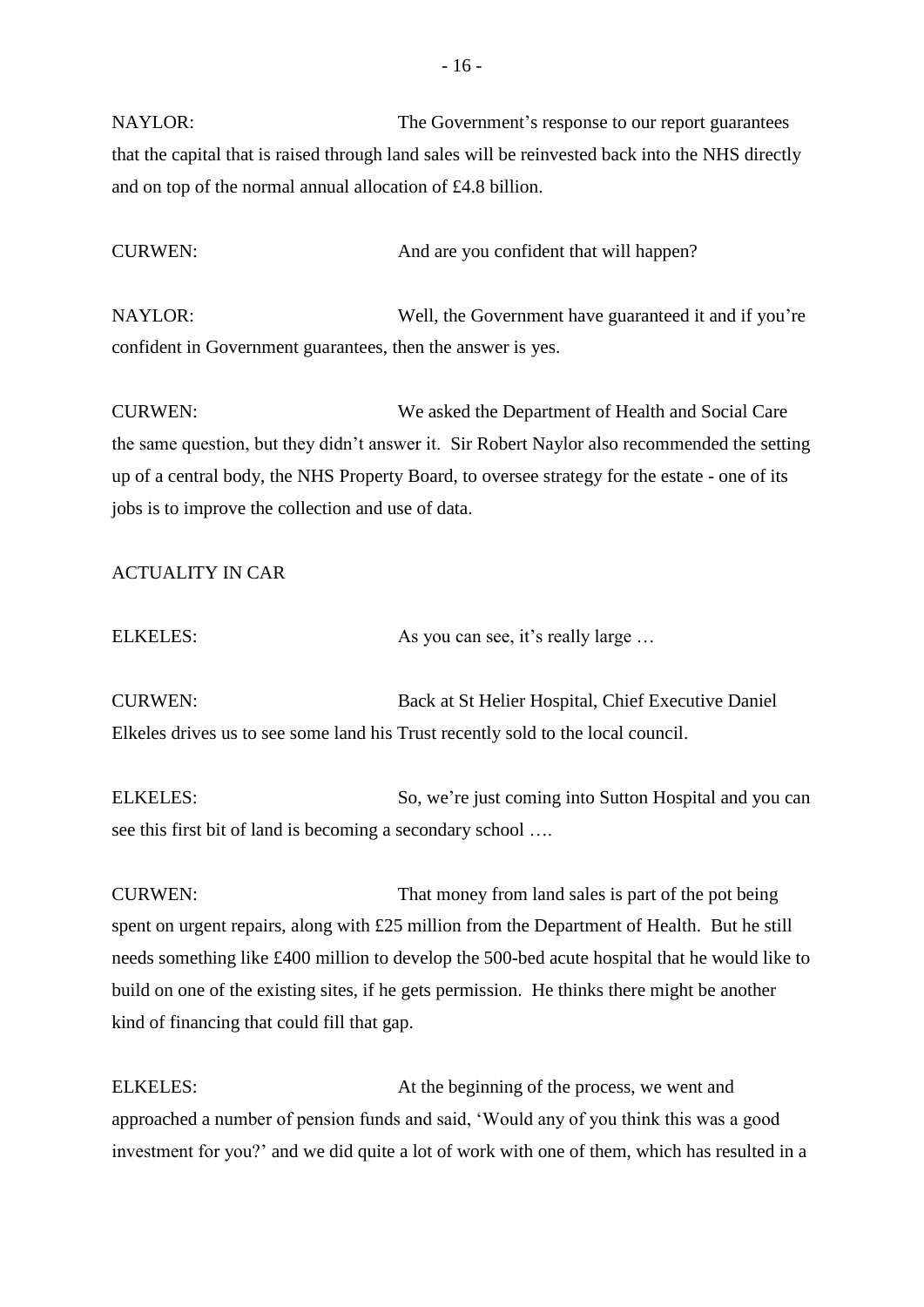NAYLOR: The Government's response to our report guarantees that the capital that is raised through land sales will be reinvested back into the NHS directly and on top of the normal annual allocation of £4.8 billion.

CURWEN: And are you confident that will happen?

NAYLOR: Well, the Government have guaranteed it and if you're confident in Government guarantees, then the answer is yes.

CURWEN: We asked the Department of Health and Social Care the same question, but they didn't answer it. Sir Robert Naylor also recommended the setting up of a central body, the NHS Property Board, to oversee strategy for the estate - one of its jobs is to improve the collection and use of data.

ACTUALITY IN CAR

ELKELES: As you can see, it's really large …

CURWEN: Back at St Helier Hospital, Chief Executive Daniel Elkeles drives us to see some land his Trust recently sold to the local council.

ELKELES: So, we're just coming into Sutton Hospital and you can see this first bit of land is becoming a secondary school ….

CURWEN: That money from land sales is part of the pot being spent on urgent repairs, along with £25 million from the Department of Health. But he still needs something like £400 million to develop the 500-bed acute hospital that he would like to build on one of the existing sites, if he gets permission. He thinks there might be another kind of financing that could fill that gap.

ELKELES: At the beginning of the process, we went and approached a number of pension funds and said, 'Would any of you think this was a good investment for you?' and we did quite a lot of work with one of them, which has resulted in a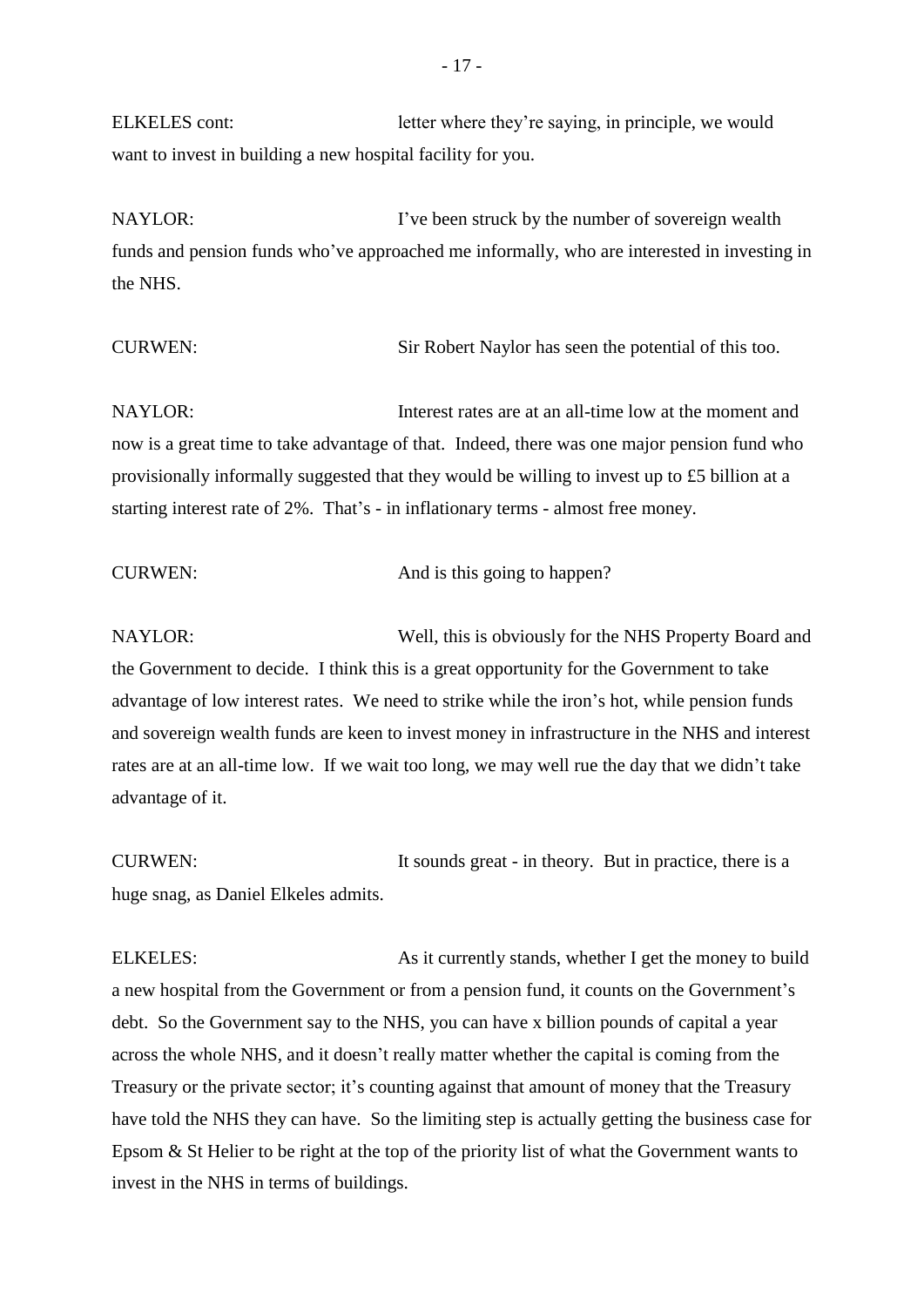ELKELES cont: letter where they're saying, in principle, we would want to invest in building a new hospital facility for you.

NAYLOR: I've been struck by the number of sovereign wealth funds and pension funds who've approached me informally, who are interested in investing in the NHS.

CURWEN: Sir Robert Naylor has seen the potential of this too.

NAYLOR: Interest rates are at an all-time low at the moment and now is a great time to take advantage of that. Indeed, there was one major pension fund who provisionally informally suggested that they would be willing to invest up to £5 billion at a starting interest rate of 2%. That's - in inflationary terms - almost free money.

CURWEN: And is this going to happen?

NAYLOR: Well, this is obviously for the NHS Property Board and the Government to decide. I think this is a great opportunity for the Government to take advantage of low interest rates. We need to strike while the iron's hot, while pension funds and sovereign wealth funds are keen to invest money in infrastructure in the NHS and interest rates are at an all-time low. If we wait too long, we may well rue the day that we didn't take advantage of it.

CURWEN: It sounds great - in theory. But in practice, there is a huge snag, as Daniel Elkeles admits.

ELKELES: As it currently stands, whether I get the money to build a new hospital from the Government or from a pension fund, it counts on the Government's debt. So the Government say to the NHS, you can have x billion pounds of capital a year across the whole NHS, and it doesn't really matter whether the capital is coming from the Treasury or the private sector; it's counting against that amount of money that the Treasury have told the NHS they can have. So the limiting step is actually getting the business case for Epsom & St Helier to be right at the top of the priority list of what the Government wants to invest in the NHS in terms of buildings.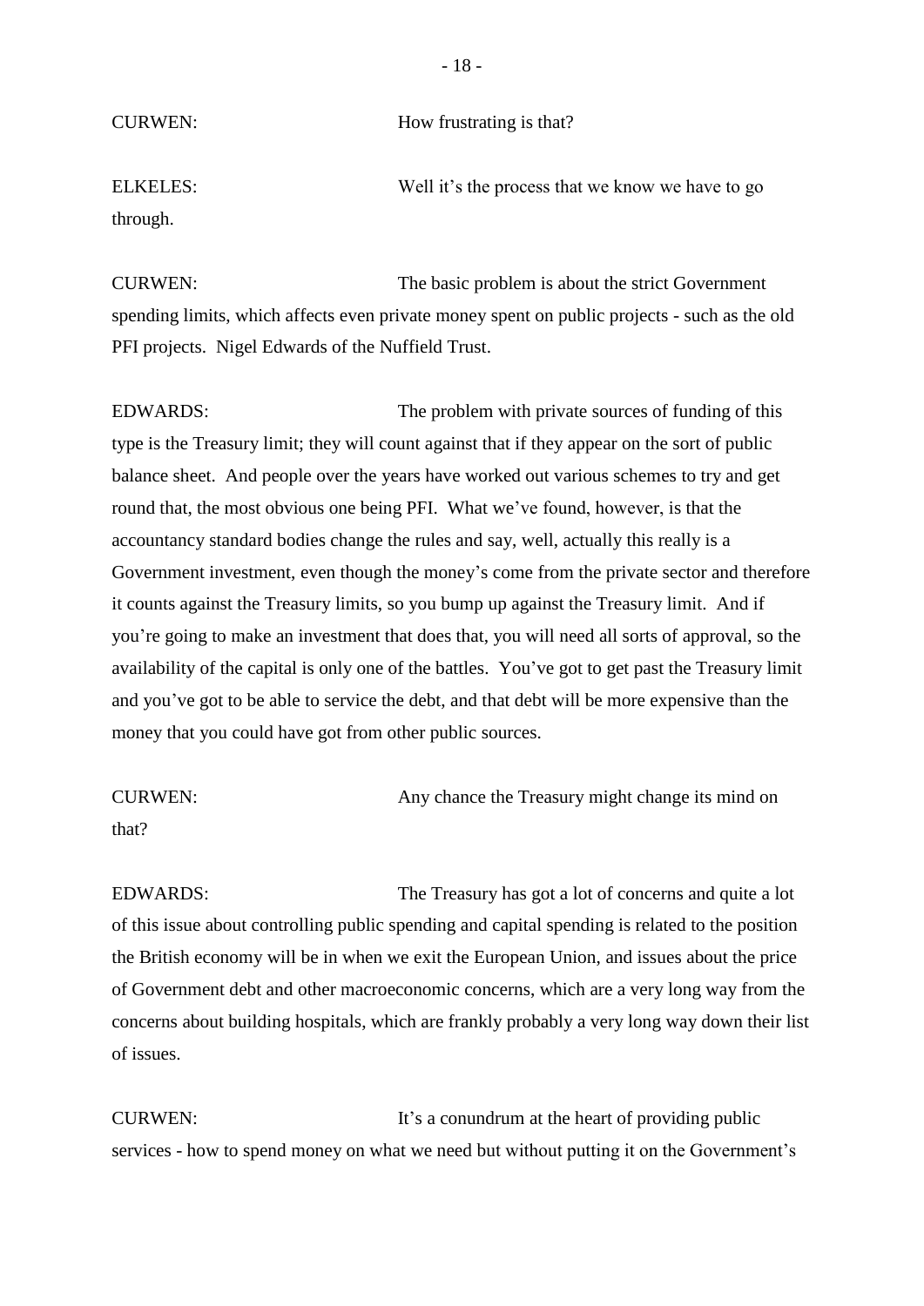CURWEN: How frustrating is that?

ELKELES: Well it's the process that we know we have to go through.

CURWEN: The basic problem is about the strict Government spending limits, which affects even private money spent on public projects - such as the old PFI projects. Nigel Edwards of the Nuffield Trust.

EDWARDS: The problem with private sources of funding of this type is the Treasury limit; they will count against that if they appear on the sort of public balance sheet. And people over the years have worked out various schemes to try and get round that, the most obvious one being PFI. What we've found, however, is that the accountancy standard bodies change the rules and say, well, actually this really is a Government investment, even though the money's come from the private sector and therefore it counts against the Treasury limits, so you bump up against the Treasury limit. And if you're going to make an investment that does that, you will need all sorts of approval, so the availability of the capital is only one of the battles. You've got to get past the Treasury limit and you've got to be able to service the debt, and that debt will be more expensive than the money that you could have got from other public sources.

CURWEN: Any chance the Treasury might change its mind on that?

EDWARDS: The Treasury has got a lot of concerns and quite a lot of this issue about controlling public spending and capital spending is related to the position the British economy will be in when we exit the European Union, and issues about the price of Government debt and other macroeconomic concerns, which are a very long way from the concerns about building hospitals, which are frankly probably a very long way down their list of issues.

CURWEN: It's a conundrum at the heart of providing public services - how to spend money on what we need but without putting it on the Government's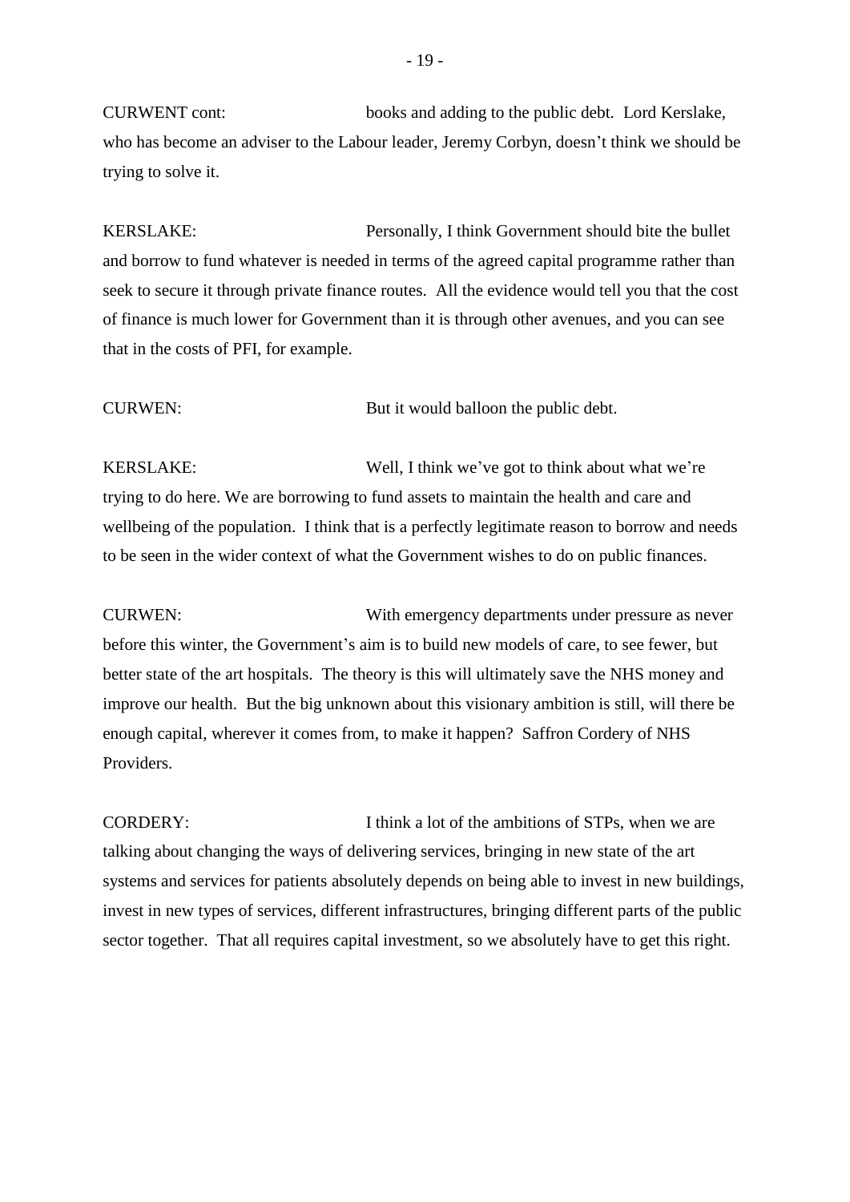CURWENT cont: books and adding to the public debt. Lord Kerslake, who has become an adviser to the Labour leader, Jeremy Corbyn, doesn't think we should be trying to solve it.

KERSLAKE: Personally, I think Government should bite the bullet and borrow to fund whatever is needed in terms of the agreed capital programme rather than seek to secure it through private finance routes. All the evidence would tell you that the cost of finance is much lower for Government than it is through other avenues, and you can see that in the costs of PFI, for example.

CURWEN: But it would balloon the public debt.

KERSLAKE: Well, I think we've got to think about what we're trying to do here. We are borrowing to fund assets to maintain the health and care and wellbeing of the population. I think that is a perfectly legitimate reason to borrow and needs to be seen in the wider context of what the Government wishes to do on public finances.

CURWEN: With emergency departments under pressure as never before this winter, the Government's aim is to build new models of care, to see fewer, but better state of the art hospitals. The theory is this will ultimately save the NHS money and improve our health. But the big unknown about this visionary ambition is still, will there be enough capital, wherever it comes from, to make it happen? Saffron Cordery of NHS Providers.

CORDERY: I think a lot of the ambitions of STPs, when we are talking about changing the ways of delivering services, bringing in new state of the art systems and services for patients absolutely depends on being able to invest in new buildings, invest in new types of services, different infrastructures, bringing different parts of the public sector together. That all requires capital investment, so we absolutely have to get this right.